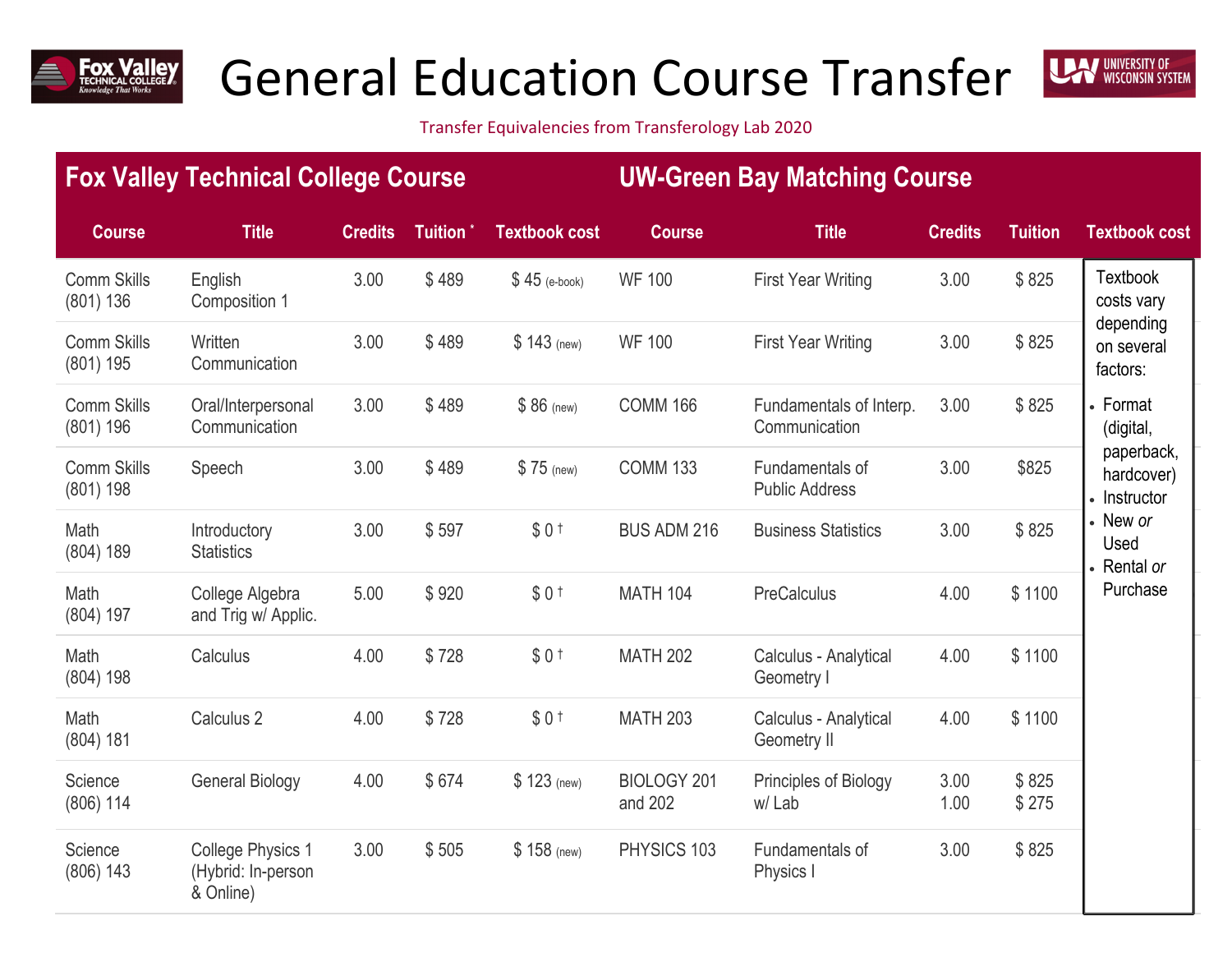# General Education Course Transfer

Transfer Equivalencies from Transferology Lab 2020

| Fox Valley Technical College Course | | | | | UW-Green Bay Matching Course | | | | |
|---|---|---|---|---|---|---|---|---|---|
| **Course** | **Title** | **Credits** | **Tuition *** | **Textbook cost** | **Course** | **Title** | **Credits** | **Tuition** | **Textbook cost** |
| Comm Skills (801) 136 | English Composition 1 | 3.00 | $ 489 | $ 45 (e-book) | WF 100 | First Year Writing | 3.00 | $ 825 | Textbook costs vary depending on several factors: • Format (digital, paperback, hardcover) • Instructor • New *or* Used • Rental *or* Purchase |
| Comm Skills (801) 195 | Written Communication | 3.00 | $ 489 | $ 143 (new) | WF 100 | First Year Writing | 3.00 | $ 825 | |
| Comm Skills (801) 196 | Oral/Interpersonal Communication | 3.00 | $ 489 | $ 86 (new) | COMM 166 | Fundamentals of Interp. Communication | 3.00 | $ 825 | |
| Comm Skills (801) 198 | Speech | 3.00 | $ 489 | $ 75 (new) | COMM 133 | Fundamentals of Public Address | 3.00 | $825 | |
| Math (804) 189 | Introductory Statistics | 3.00 | $ 597 | $ 0 † | BUS ADM 216 | Business Statistics | 3.00 | $ 825 | |
| Math (804) 197 | College Algebra and Trig w/ Applic. | 5.00 | $ 920 | $ 0 † | MATH 104 | PreCalculus | 4.00 | $ 1100 | |
| Math (804) 198 | Calculus | 4.00 | $ 728 | $ 0 † | MATH 202 | Calculus - Analytical Geometry I | 4.00 | $ 1100 | |
| Math (804) 181 | Calculus 2 | 4.00 | $ 728 | $ 0 † | MATH 203 | Calculus - Analytical Geometry II | 4.00 | $ 1100 | |
| Science (806) 114 | General Biology | 4.00 | $ 674 | $ 123 (new) | BIOLOGY 201 and 202 | Principles of Biology w/ Lab | 3.00 1.00 | $ 825 $ 275 | |
| Science (806) 143 | College Physics 1 (Hybrid: In-person & Online) | 3.00 | $ 505 | $ 158 (new) | PHYSICS 103 | Fundamentals of Physics I | 3.00 | $ 825 | |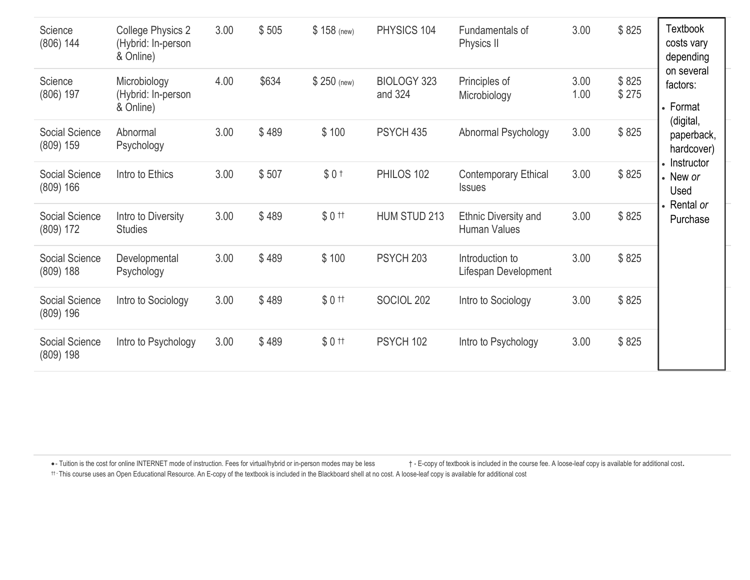| | | | | | | | | | |
|---|---|---|---|---|---|---|---|---|---|
| Science (806) 144 | College Physics 2 (Hybrid: In-person & Online) | 3.00 | $ 505 | $ 158 (new) | PHYSICS 104 | Fundamentals of Physics II | 3.00 | $ 825 | Textbook costs vary depending on several factors: • Format (digital, paperback, hardcover) • Instructor • New *or* Used • Rental *or* Purchase |
| Science (806) 197 | Microbiology (Hybrid: In-person & Online) | 4.00 | $634 | $ 250 (new) | BIOLOGY 323 and 324 | Principles of Microbiology | 3.00 1.00 | $ 825 $ 275 | |
| Social Science (809) 159 | Abnormal Psychology | 3.00 | $ 489 | $ 100 | PSYCH 435 | Abnormal Psychology | 3.00 | $ 825 | |
| Social Science (809) 166 | Intro to Ethics | 3.00 | $ 507 | $ 0 † | PHILOS 102 | Contemporary Ethical Issues | 3.00 | $ 825 | |
| Social Science (809) 172 | Intro to Diversity Studies | 3.00 | $ 489 | $ 0 †† | HUM STUD 213 | Ethnic Diversity and Human Values | 3.00 | $ 825 | |
| Social Science (809) 188 | Developmental Psychology | 3.00 | $ 489 | $ 100 | PSYCH 203 | Introduction to Lifespan Development | 3.00 | $ 825 | |
| Social Science (809) 196 | Intro to Sociology | 3.00 | $ 489 | $ 0 †† | SOCIOL 202 | Intro to Sociology | 3.00 | $ 825 | |
| Social Science (809) 198 | Intro to Psychology | 3.00 | $ 489 | $ 0 †† | PSYCH 102 | Intro to Psychology | 3.00 | $ 825 | |

● - Tuition is the cost for online INTERNET mode of instruction. Fees for virtual/hybrid or in-person modes may be less

† - E-copy of textbook is included in the course fee. A loose-leaf copy is available for additional cost.

†† - This course uses an Open Educational Resource. An E-copy of the textbook is included in the Blackboard shell at no cost. A loose-leaf copy is available for additional cost